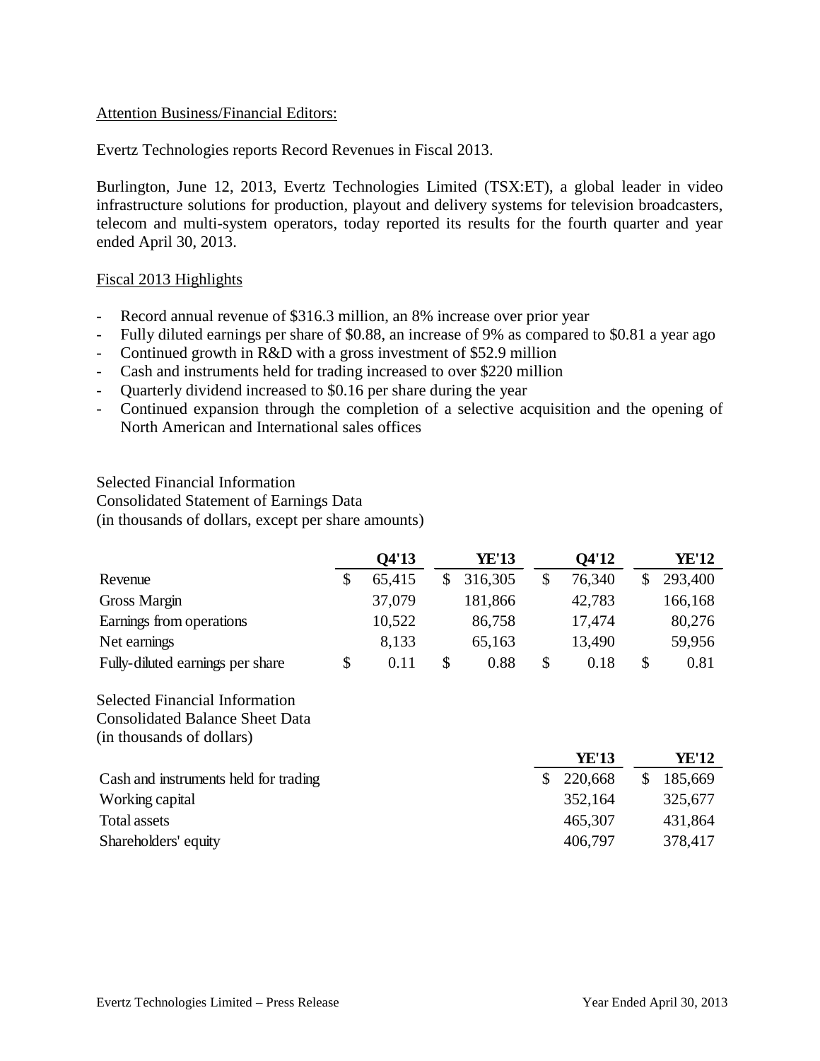Attention Business/Financial Editors:

Evertz Technologies reports Record Revenues in Fiscal 2013.

Burlington, June 12, 2013, Evertz Technologies Limited (TSX:ET), a global leader in video infrastructure solutions for production, playout and delivery systems for television broadcasters, telecom and multi-system operators, today reported its results for the fourth quarter and year ended April 30, 2013.

Fiscal 2013 Highlights

- Record annual revenue of $316.3 million, an 8% increase over prior year
- Fully diluted earnings per share of $0.88, an increase of 9% as compared to $0.81 a year ago
- Continued growth in R&D with a gross investment of $52.9 million
- Cash and instruments held for trading increased to over $220 million
- Quarterly dividend increased to $0.16 per share during the year
- Continued expansion through the completion of a selective acquisition and the opening of North American and International sales offices

Selected Financial Information
Consolidated Statement of Earnings Data
(in thousands of dollars, except per share amounts)

| | Q4'13 | YE'13 | Q4'12 | YE'12 |
|---|---|---|---|---|
| Revenue | $ 65,415 | $ 316,305 | $ 76,340 | $ 293,400 |
| Gross Margin | 37,079 | 181,866 | 42,783 | 166,168 |
| Earnings from operations | 10,522 | 86,758 | 17,474 | 80,276 |
| Net earnings | 8,133 | 65,163 | 13,490 | 59,956 |
| Fully-diluted earnings per share | $ 0.11 | $ 0.88 | $ 0.18 | $ 0.81 |

Selected Financial Information
Consolidated Balance Sheet Data
(in thousands of dollars)

| | YE'13 | YE'12 |
|---|---|---|
| Cash and instruments held for trading | $ 220,668 | $ 185,669 |
| Working capital | 352,164 | 325,677 |
| Total assets | 465,307 | 431,864 |
| Shareholders' equity | 406,797 | 378,417 |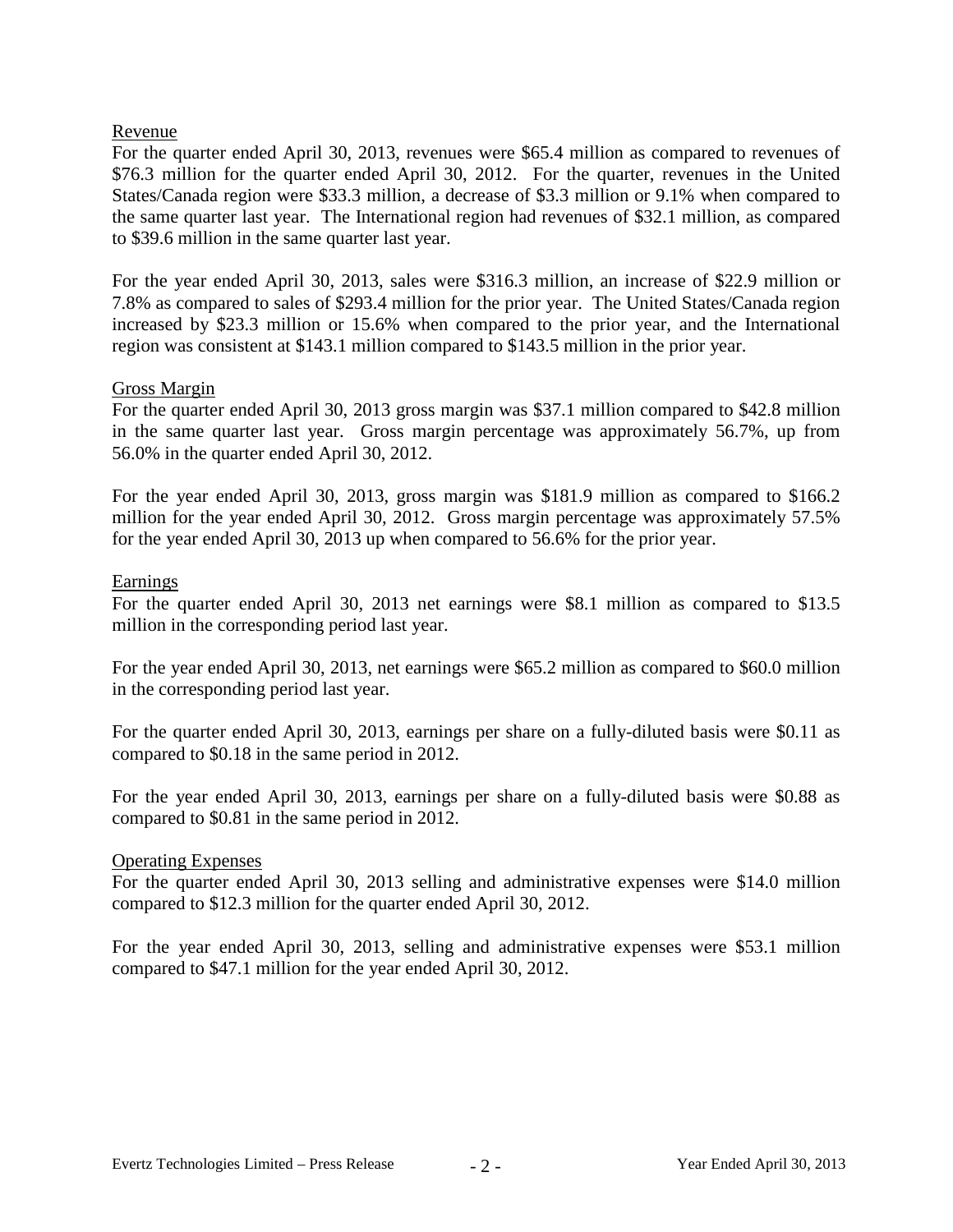## Revenue

For the quarter ended April 30, 2013, revenues were $65.4 million as compared to revenues of $76.3 million for the quarter ended April 30, 2012. For the quarter, revenues in the United States/Canada region were $33.3 million, a decrease of $3.3 million or 9.1% when compared to the same quarter last year. The International region had revenues of $32.1 million, as compared to $39.6 million in the same quarter last year.

For the year ended April 30, 2013, sales were $316.3 million, an increase of $22.9 million or 7.8% as compared to sales of $293.4 million for the prior year. The United States/Canada region increased by $23.3 million or 15.6% when compared to the prior year, and the International region was consistent at $143.1 million compared to $143.5 million in the prior year.

## Gross Margin

For the quarter ended April 30, 2013 gross margin was $37.1 million compared to $42.8 million in the same quarter last year. Gross margin percentage was approximately 56.7%, up from 56.0% in the quarter ended April 30, 2012.

For the year ended April 30, 2013, gross margin was $181.9 million as compared to $166.2 million for the year ended April 30, 2012. Gross margin percentage was approximately 57.5% for the year ended April 30, 2013 up when compared to 56.6% for the prior year.

## Earnings

For the quarter ended April 30, 2013 net earnings were $8.1 million as compared to $13.5 million in the corresponding period last year.

For the year ended April 30, 2013, net earnings were $65.2 million as compared to $60.0 million in the corresponding period last year.

For the quarter ended April 30, 2013, earnings per share on a fully-diluted basis were $0.11 as compared to $0.18 in the same period in 2012.

For the year ended April 30, 2013, earnings per share on a fully-diluted basis were $0.88 as compared to $0.81 in the same period in 2012.

## Operating Expenses

For the quarter ended April 30, 2013 selling and administrative expenses were $14.0 million compared to $12.3 million for the quarter ended April 30, 2012.

For the year ended April 30, 2013, selling and administrative expenses were $53.1 million compared to $47.1 million for the year ended April 30, 2012.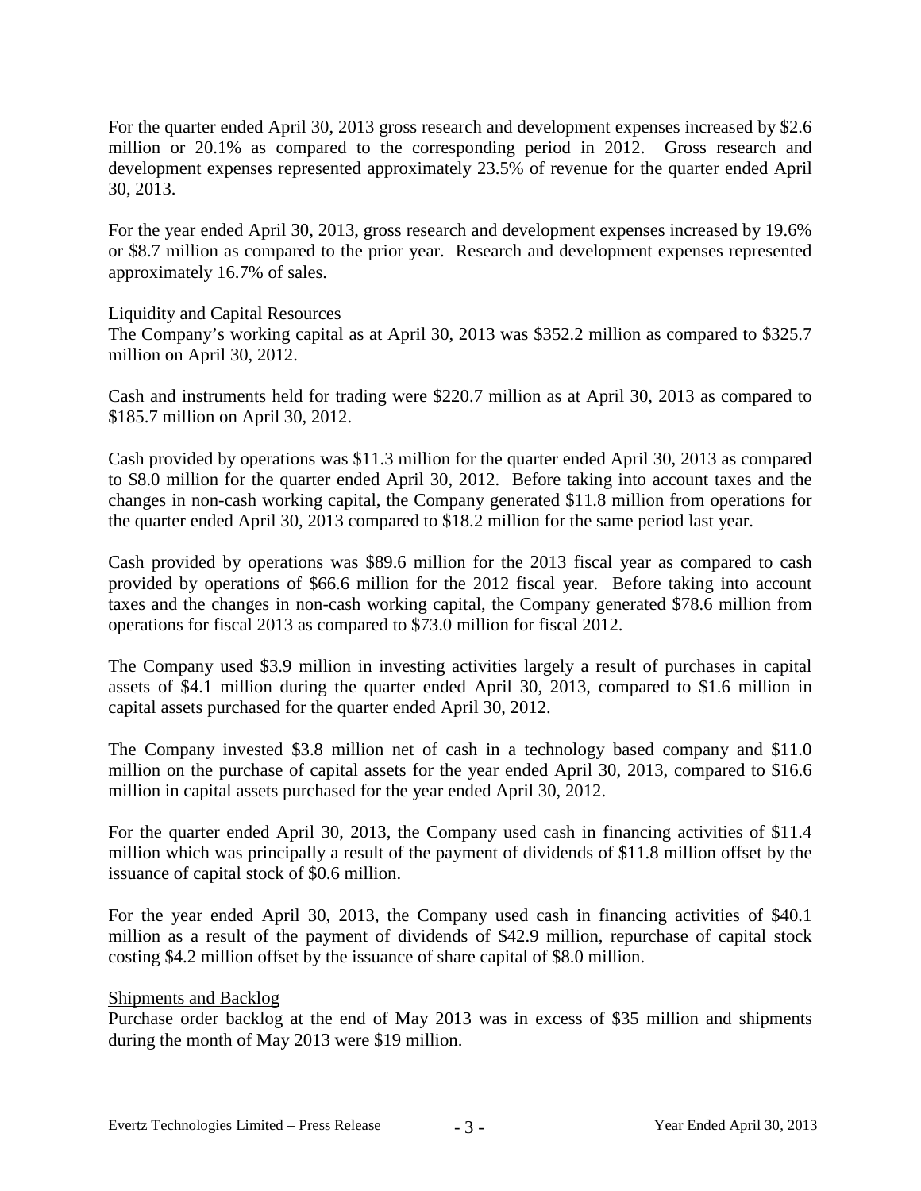For the quarter ended April 30, 2013 gross research and development expenses increased by $2.6 million or 20.1% as compared to the corresponding period in 2012. Gross research and development expenses represented approximately 23.5% of revenue for the quarter ended April 30, 2013.

For the year ended April 30, 2013, gross research and development expenses increased by 19.6% or $8.7 million as compared to the prior year. Research and development expenses represented approximately 16.7% of sales.

## Liquidity and Capital Resources

The Company's working capital as at April 30, 2013 was $352.2 million as compared to $325.7 million on April 30, 2012.

Cash and instruments held for trading were $220.7 million as at April 30, 2013 as compared to $185.7 million on April 30, 2012.

Cash provided by operations was $11.3 million for the quarter ended April 30, 2013 as compared to $8.0 million for the quarter ended April 30, 2012. Before taking into account taxes and the changes in non-cash working capital, the Company generated $11.8 million from operations for the quarter ended April 30, 2013 compared to $18.2 million for the same period last year.

Cash provided by operations was $89.6 million for the 2013 fiscal year as compared to cash provided by operations of $66.6 million for the 2012 fiscal year. Before taking into account taxes and the changes in non-cash working capital, the Company generated $78.6 million from operations for fiscal 2013 as compared to $73.0 million for fiscal 2012.

The Company used $3.9 million in investing activities largely a result of purchases in capital assets of $4.1 million during the quarter ended April 30, 2013, compared to $1.6 million in capital assets purchased for the quarter ended April 30, 2012.

The Company invested $3.8 million net of cash in a technology based company and $11.0 million on the purchase of capital assets for the year ended April 30, 2013, compared to $16.6 million in capital assets purchased for the year ended April 30, 2012.

For the quarter ended April 30, 2013, the Company used cash in financing activities of $11.4 million which was principally a result of the payment of dividends of $11.8 million offset by the issuance of capital stock of $0.6 million.

For the year ended April 30, 2013, the Company used cash in financing activities of $40.1 million as a result of the payment of dividends of $42.9 million, repurchase of capital stock costing $4.2 million offset by the issuance of share capital of $8.0 million.

## Shipments and Backlog

Purchase order backlog at the end of May 2013 was in excess of $35 million and shipments during the month of May 2013 were $19 million.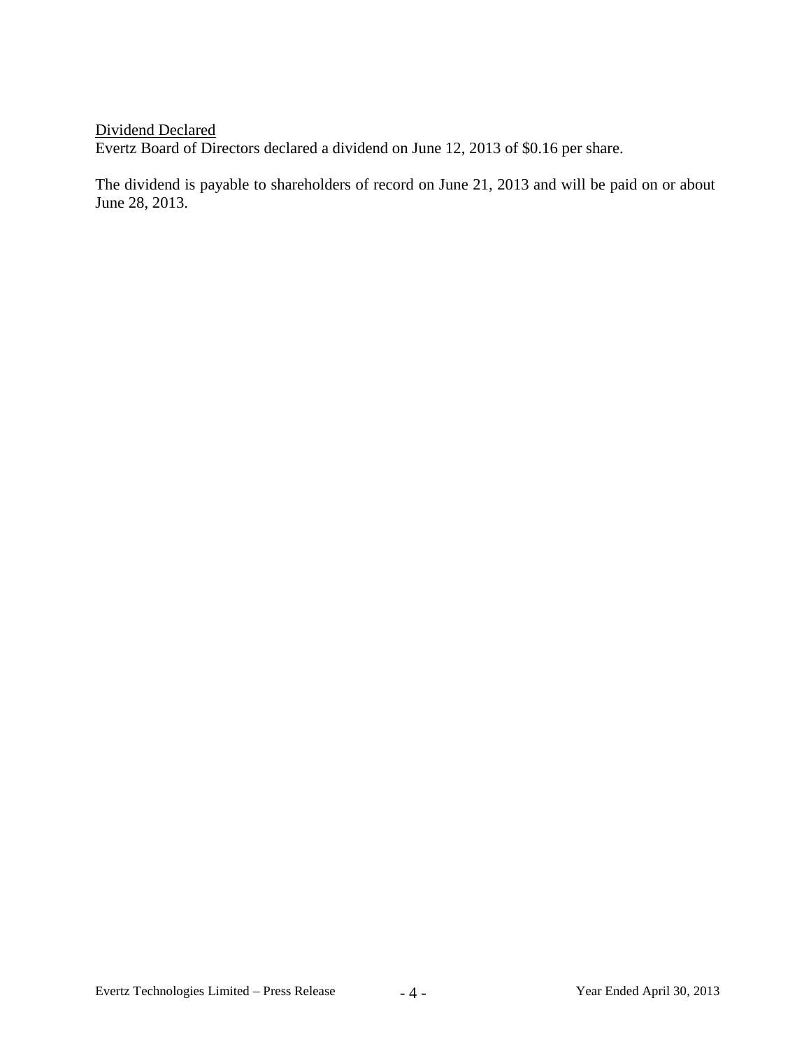Dividend Declared
Evertz Board of Directors declared a dividend on June 12, 2013 of $0.16 per share.

The dividend is payable to shareholders of record on June 21, 2013 and will be paid on or about June 28, 2013.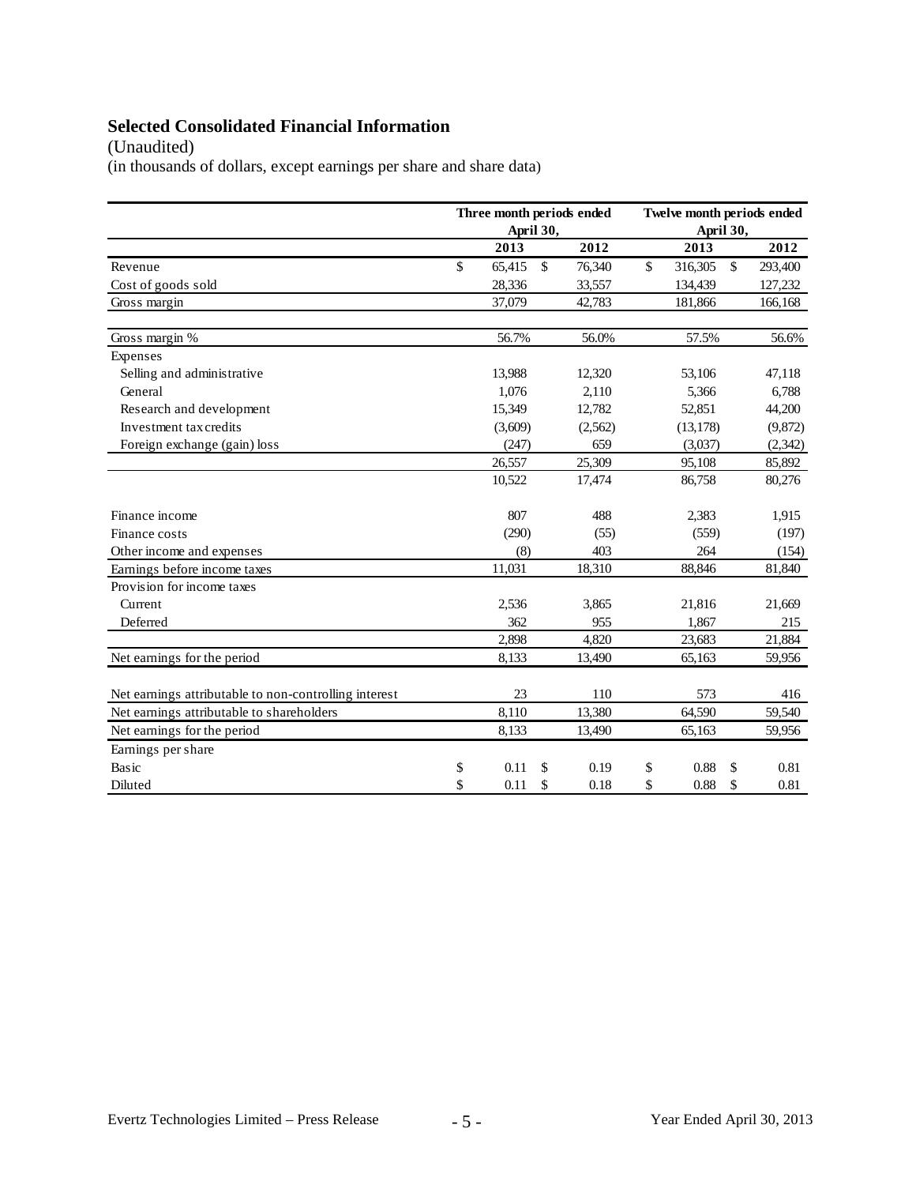## Selected Consolidated Financial Information

(Unaudited)

(in thousands of dollars, except earnings per share and share data)

| | Three month periods ended April 30, | | Twelve month periods ended April 30, | |
|---|---|---|---|---|
| | 2013 | 2012 | 2013 | 2012 |
| Revenue | $ 65,415 | $ 76,340 | $ 316,305 | $ 293,400 |
| Cost of goods sold | 28,336 | 33,557 | 134,439 | 127,232 |
| Gross margin | 37,079 | 42,783 | 181,866 | 166,168 |
| Gross margin % | 56.7% | 56.0% | 57.5% | 56.6% |
| Expenses | | | | |
| Selling and administrative | 13,988 | 12,320 | 53,106 | 47,118 |
| General | 1,076 | 2,110 | 5,366 | 6,788 |
| Research and development | 15,349 | 12,782 | 52,851 | 44,200 |
| Investment tax credits | (3,609) | (2,562) | (13,178) | (9,872) |
| Foreign exchange (gain) loss | (247) | 659 | (3,037) | (2,342) |
| | 26,557 | 25,309 | 95,108 | 85,892 |
| | 10,522 | 17,474 | 86,758 | 80,276 |
| Finance income | 807 | 488 | 2,383 | 1,915 |
| Finance costs | (290) | (55) | (559) | (197) |
| Other income and expenses | (8) | 403 | 264 | (154) |
| Earnings before income taxes | 11,031 | 18,310 | 88,846 | 81,840 |
| Provision for income taxes | | | | |
| Current | 2,536 | 3,865 | 21,816 | 21,669 |
| Deferred | 362 | 955 | 1,867 | 215 |
| | 2,898 | 4,820 | 23,683 | 21,884 |
| Net earnings for the period | 8,133 | 13,490 | 65,163 | 59,956 |
| Net earnings attributable to non-controlling interest | 23 | 110 | 573 | 416 |
| Net earnings attributable to shareholders | 8,110 | 13,380 | 64,590 | 59,540 |
| Net earnings for the period | 8,133 | 13,490 | 65,163 | 59,956 |
| Earnings per share | | | | |
| Basic | $ 0.11 | $ 0.19 | $ 0.88 | $ 0.81 |
| Diluted | $ 0.11 | $ 0.18 | $ 0.88 | $ 0.81 |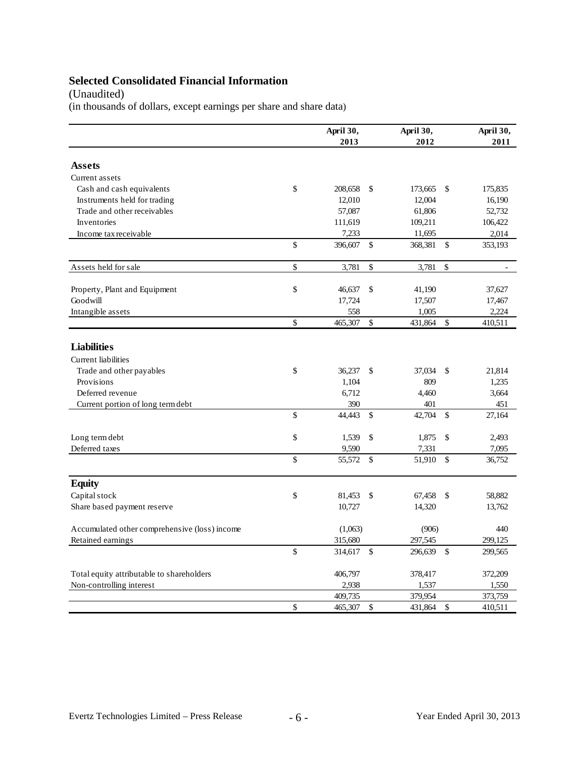## Selected Consolidated Financial Information

(Unaudited)

(in thousands of dollars, except earnings per share and share data)

| | April 30, 2013 | April 30, 2012 | April 30, 2011 |
|---|---|---|---|
| **Assets** | | | |
| Current assets | | | |
| Cash and cash equivalents | $ 208,658 | $ 173,665 | $ 175,835 |
| Instruments held for trading | 12,010 | 12,004 | 16,190 |
| Trade and other receivables | 57,087 | 61,806 | 52,732 |
| Inventories | 111,619 | 109,211 | 106,422 |
| Income tax receivable | 7,233 | 11,695 | 2,014 |
| | $ 396,607 | $ 368,381 | $ 353,193 |
| Assets held for sale | $ 3,781 | $ 3,781 | $ - |
| Property, Plant and Equipment | $ 46,637 | $ 41,190 | 37,627 |
| Goodwill | 17,724 | 17,507 | 17,467 |
| Intangible assets | 558 | 1,005 | 2,224 |
| | $ 465,307 | $ 431,864 | $ 410,511 |
| **Liabilities** | | | |
| Current liabilities | | | |
| Trade and other payables | $ 36,237 | $ 37,034 | $ 21,814 |
| Provisions | 1,104 | 809 | 1,235 |
| Deferred revenue | 6,712 | 4,460 | 3,664 |
| Current portion of long term debt | 390 | 401 | 451 |
| | $ 44,443 | $ 42,704 | $ 27,164 |
| Long term debt | $ 1,539 | $ 1,875 | $ 2,493 |
| Deferred taxes | 9,590 | 7,331 | 7,095 |
| | $ 55,572 | $ 51,910 | $ 36,752 |
| **Equity** | | | |
| Capital stock | $ 81,453 | $ 67,458 | $ 58,882 |
| Share based payment reserve | 10,727 | 14,320 | 13,762 |
| Accumulated other comprehensive (loss) income | (1,063) | (906) | 440 |
| Retained earnings | 315,680 | 297,545 | 299,125 |
| | $ 314,617 | $ 296,639 | $ 299,565 |
| Total equity attributable to shareholders | 406,797 | 378,417 | 372,209 |
| Non-controlling interest | 2,938 | 1,537 | 1,550 |
| | 409,735 | 379,954 | 373,759 |
| | $ 465,307 | $ 431,864 | $ 410,511 |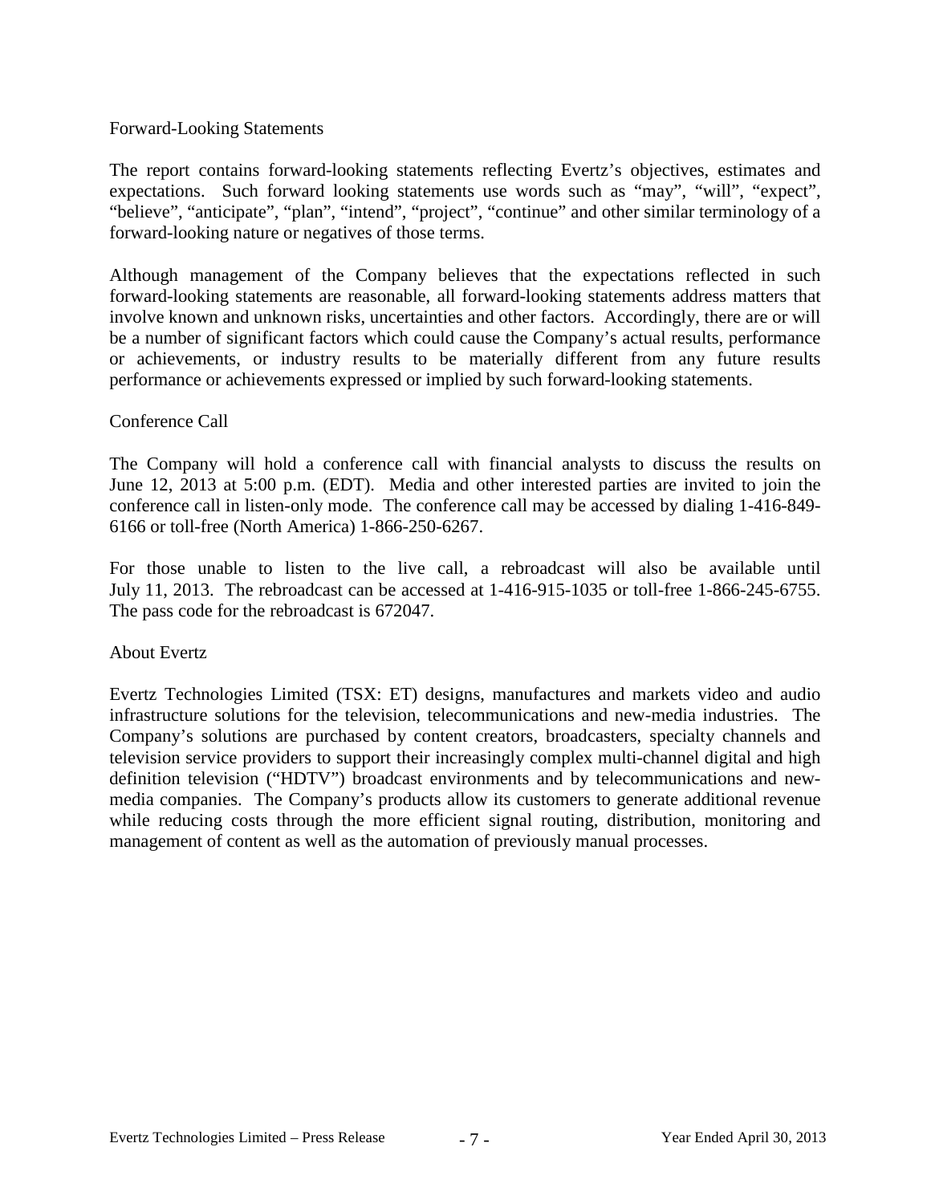## Forward-Looking Statements

The report contains forward-looking statements reflecting Evertz's objectives, estimates and expectations. Such forward looking statements use words such as "may", "will", "expect", "believe", "anticipate", "plan", "intend", "project", "continue" and other similar terminology of a forward-looking nature or negatives of those terms.

Although management of the Company believes that the expectations reflected in such forward-looking statements are reasonable, all forward-looking statements address matters that involve known and unknown risks, uncertainties and other factors. Accordingly, there are or will be a number of significant factors which could cause the Company's actual results, performance or achievements, or industry results to be materially different from any future results performance or achievements expressed or implied by such forward-looking statements.

## Conference Call

The Company will hold a conference call with financial analysts to discuss the results on June 12, 2013 at 5:00 p.m. (EDT). Media and other interested parties are invited to join the conference call in listen-only mode. The conference call may be accessed by dialing 1-416-849-6166 or toll-free (North America) 1-866-250-6267.

For those unable to listen to the live call, a rebroadcast will also be available until July 11, 2013. The rebroadcast can be accessed at 1-416-915-1035 or toll-free 1-866-245-6755. The pass code for the rebroadcast is 672047.

## About Evertz

Evertz Technologies Limited (TSX: ET) designs, manufactures and markets video and audio infrastructure solutions for the television, telecommunications and new-media industries. The Company's solutions are purchased by content creators, broadcasters, specialty channels and television service providers to support their increasingly complex multi-channel digital and high definition television ("HDTV") broadcast environments and by telecommunications and new-media companies. The Company's products allow its customers to generate additional revenue while reducing costs through the more efficient signal routing, distribution, monitoring and management of content as well as the automation of previously manual processes.